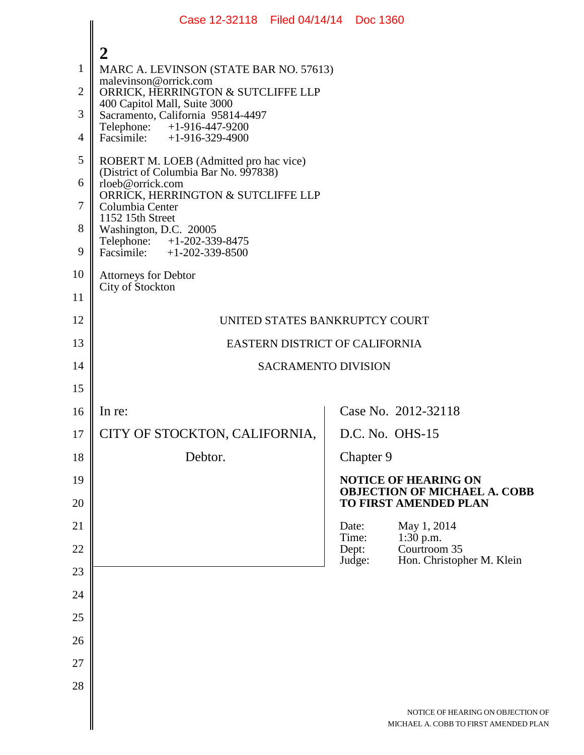2

MARC A. LEVINSON (STATE BAR NO. 57613)
malevinson@orrick.com
ORRICK, HERRINGTON & SUTCLIFFE LLP
400 Capitol Mall, Suite 3000
Sacramento, California 95814-4497
Telephone: +1-916-447-9200
Facsimile: +1-916-329-4900

ROBERT M. LOEB (Admitted pro hac vice)
(District of Columbia Bar No. 997838)
rloeb@orrick.com
ORRICK, HERRINGTON & SUTCLIFFE LLP
Columbia Center
1152 15th Street
Washington, D.C. 20005
Telephone: +1-202-339-8475
Facsimile: +1-202-339-8500

Attorneys for Debtor
City of Stockton

UNITED STATES BANKRUPTCY COURT

EASTERN DISTRICT OF CALIFORNIA

SACRAMENTO DIVISION

| | |
|---|---|
| In re:<br><br>CITY OF STOCKTON, CALIFORNIA,<br><br>Debtor. | Case No. 2012-32118<br><br>D.C. No. OHS-15<br><br>Chapter 9<br><br>**NOTICE OF HEARING ON OBJECTION OF MICHAEL A. COBB TO FIRST AMENDED PLAN**<br><br>Date: May 1, 2014<br>Time: 1:30 p.m.<br>Dept: Courtroom 35<br>Judge: Hon. Christopher M. Klein |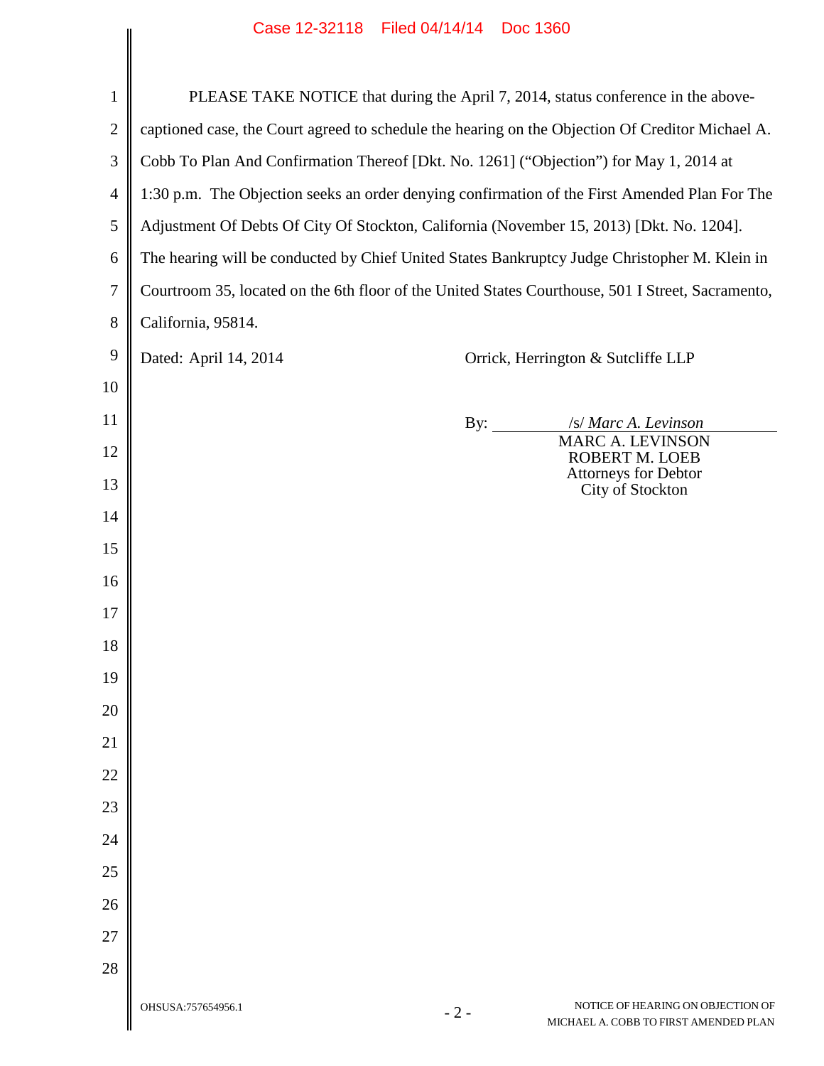PLEASE TAKE NOTICE that during the April 7, 2014, status conference in the above-captioned case, the Court agreed to schedule the hearing on the Objection Of Creditor Michael A. Cobb To Plan And Confirmation Thereof [Dkt. No. 1261] ("Objection") for May 1, 2014 at 1:30 p.m. The Objection seeks an order denying confirmation of the First Amended Plan For The Adjustment Of Debts Of City Of Stockton, California (November 15, 2013) [Dkt. No. 1204]. The hearing will be conducted by Chief United States Bankruptcy Judge Christopher M. Klein in Courtroom 35, located on the 6th floor of the United States Courthouse, 501 I Street, Sacramento, California, 95814.

Dated: April 14, 2014

Orrick, Herrington & Sutcliffe LLP

By: /s/ *Marc A. Levinson*
MARC A. LEVINSON
ROBERT M. LOEB
Attorneys for Debtor
City of Stockton

OHSUSA:757654956.1

NOTICE OF HEARING ON OBJECTION OF MICHAEL A. COBB TO FIRST AMENDED PLAN